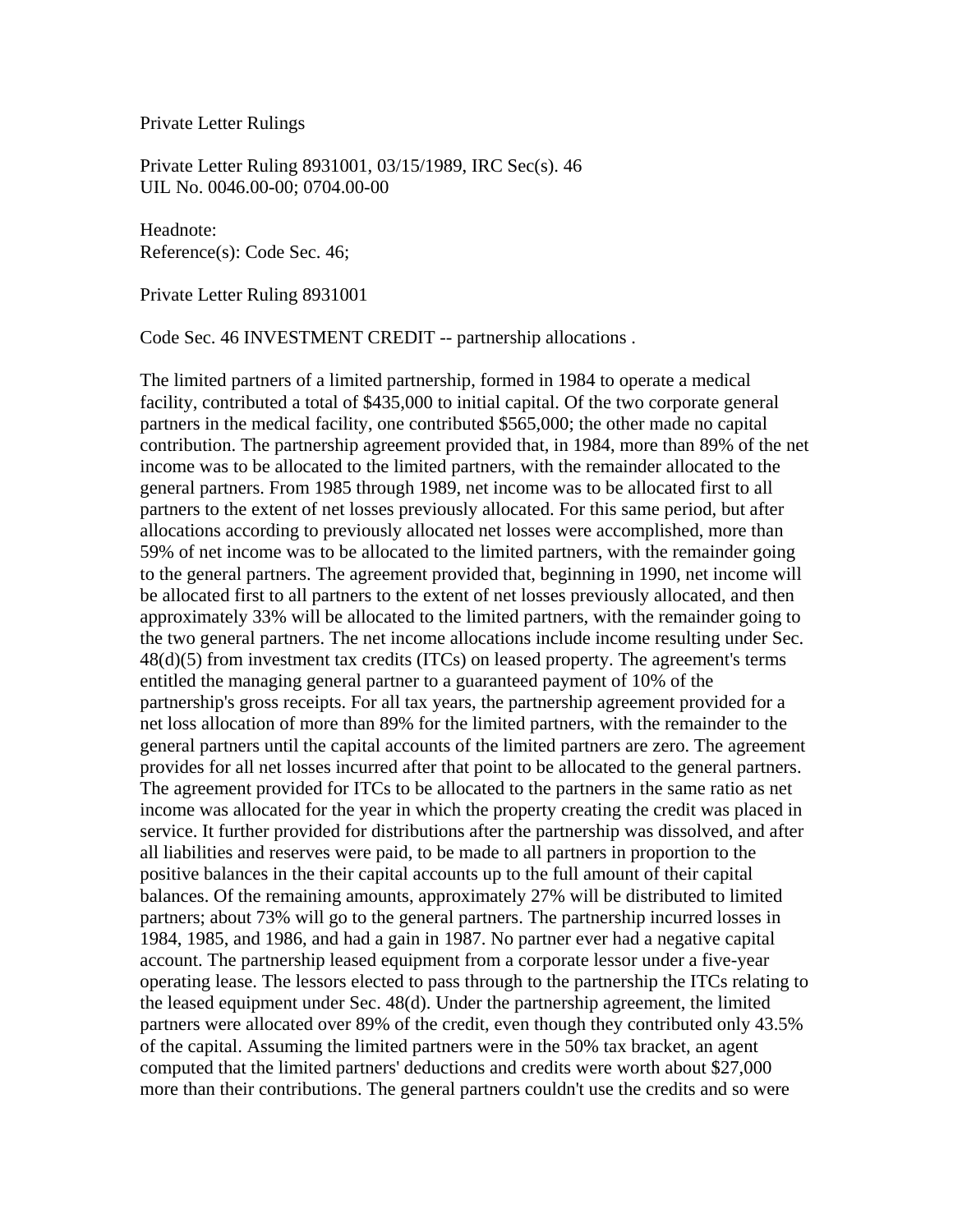Private Letter Rulings

Private Letter Ruling 8931001, 03/15/1989, IRC Sec(s). 46
UIL No. 0046.00-00; 0704.00-00

Headnote:
Reference(s): Code Sec. 46;

Private Letter Ruling 8931001

Code Sec. 46 INVESTMENT CREDIT -- partnership allocations .

The limited partners of a limited partnership, formed in 1984 to operate a medical facility, contributed a total of $435,000 to initial capital. Of the two corporate general partners in the medical facility, one contributed $565,000; the other made no capital contribution. The partnership agreement provided that, in 1984, more than 89% of the net income was to be allocated to the limited partners, with the remainder allocated to the general partners. From 1985 through 1989, net income was to be allocated first to all partners to the extent of net losses previously allocated. For this same period, but after allocations according to previously allocated net losses were accomplished, more than 59% of net income was to be allocated to the limited partners, with the remainder going to the general partners. The agreement provided that, beginning in 1990, net income will be allocated first to all partners to the extent of net losses previously allocated, and then approximately 33% will be allocated to the limited partners, with the remainder going to the two general partners. The net income allocations include income resulting under Sec. 48(d)(5) from investment tax credits (ITCs) on leased property. The agreement's terms entitled the managing general partner to a guaranteed payment of 10% of the partnership's gross receipts. For all tax years, the partnership agreement provided for a net loss allocation of more than 89% for the limited partners, with the remainder to the general partners until the capital accounts of the limited partners are zero. The agreement provides for all net losses incurred after that point to be allocated to the general partners. The agreement provided for ITCs to be allocated to the partners in the same ratio as net income was allocated for the year in which the property creating the credit was placed in service. It further provided for distributions after the partnership was dissolved, and after all liabilities and reserves were paid, to be made to all partners in proportion to the positive balances in the their capital accounts up to the full amount of their capital balances. Of the remaining amounts, approximately 27% will be distributed to limited partners; about 73% will go to the general partners. The partnership incurred losses in 1984, 1985, and 1986, and had a gain in 1987. No partner ever had a negative capital account. The partnership leased equipment from a corporate lessor under a five-year operating lease. The lessors elected to pass through to the partnership the ITCs relating to the leased equipment under Sec. 48(d). Under the partnership agreement, the limited partners were allocated over 89% of the credit, even though they contributed only 43.5% of the capital. Assuming the limited partners were in the 50% tax bracket, an agent computed that the limited partners' deductions and credits were worth about $27,000 more than their contributions. The general partners couldn't use the credits and so were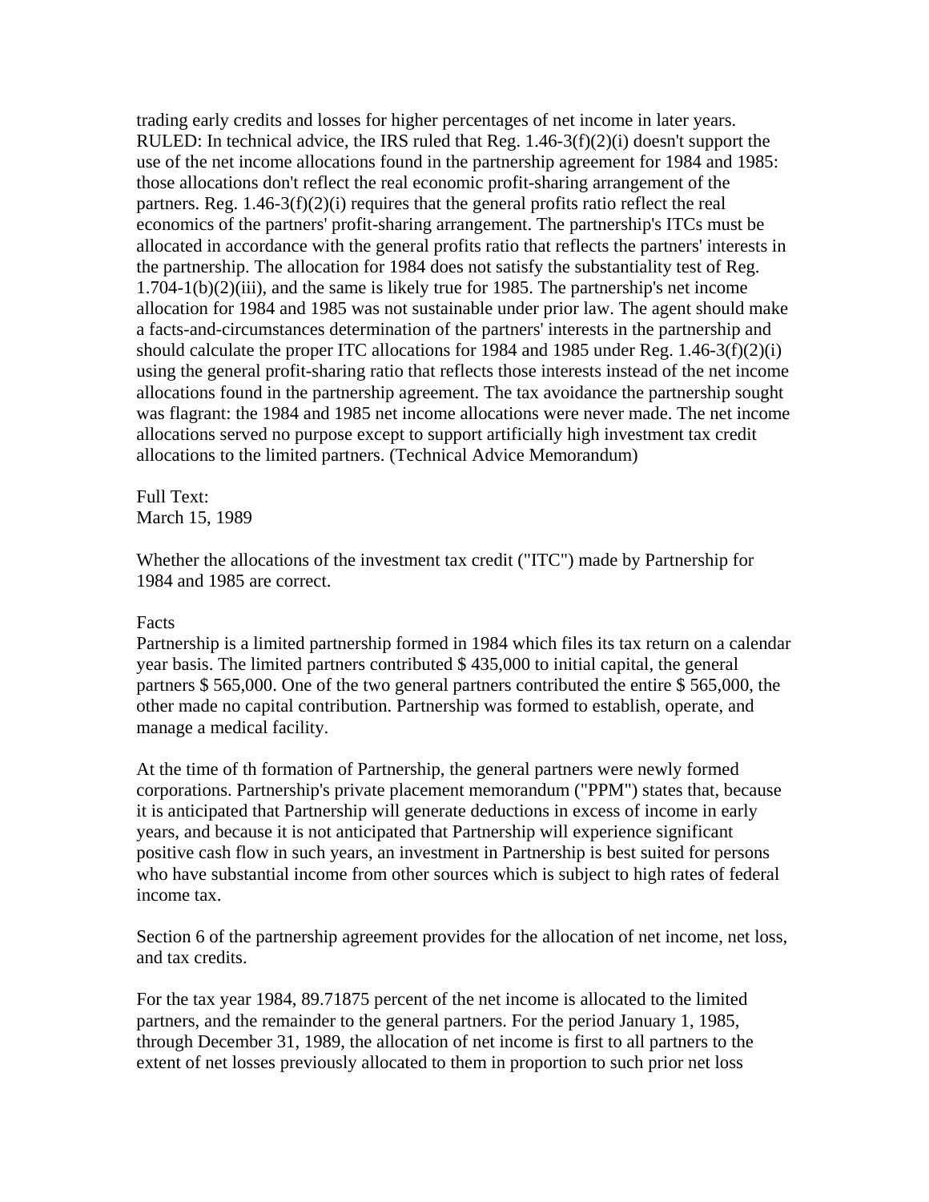trading early credits and losses for higher percentages of net income in later years. RULED: In technical advice, the IRS ruled that Reg. 1.46-3(f)(2)(i) doesn't support the use of the net income allocations found in the partnership agreement for 1984 and 1985: those allocations don't reflect the real economic profit-sharing arrangement of the partners. Reg. 1.46-3(f)(2)(i) requires that the general profits ratio reflect the real economics of the partners' profit-sharing arrangement. The partnership's ITCs must be allocated in accordance with the general profits ratio that reflects the partners' interests in the partnership. The allocation for 1984 does not satisfy the substantiality test of Reg. 1.704-1(b)(2)(iii), and the same is likely true for 1985. The partnership's net income allocation for 1984 and 1985 was not sustainable under prior law. The agent should make a facts-and-circumstances determination of the partners' interests in the partnership and should calculate the proper ITC allocations for 1984 and 1985 under Reg. 1.46-3(f)(2)(i) using the general profit-sharing ratio that reflects those interests instead of the net income allocations found in the partnership agreement. The tax avoidance the partnership sought was flagrant: the 1984 and 1985 net income allocations were never made. The net income allocations served no purpose except to support artificially high investment tax credit allocations to the limited partners. (Technical Advice Memorandum)

Full Text:
March 15, 1989

Whether the allocations of the investment tax credit ("ITC") made by Partnership for 1984 and 1985 are correct.

Facts
Partnership is a limited partnership formed in 1984 which files its tax return on a calendar year basis. The limited partners contributed $ 435,000 to initial capital, the general partners $ 565,000. One of the two general partners contributed the entire $ 565,000, the other made no capital contribution. Partnership was formed to establish, operate, and manage a medical facility.

At the time of th formation of Partnership, the general partners were newly formed corporations. Partnership's private placement memorandum ("PPM") states that, because it is anticipated that Partnership will generate deductions in excess of income in early years, and because it is not anticipated that Partnership will experience significant positive cash flow in such years, an investment in Partnership is best suited for persons who have substantial income from other sources which is subject to high rates of federal income tax.

Section 6 of the partnership agreement provides for the allocation of net income, net loss, and tax credits.

For the tax year 1984, 89.71875 percent of the net income is allocated to the limited partners, and the remainder to the general partners. For the period January 1, 1985, through December 31, 1989, the allocation of net income is first to all partners to the extent of net losses previously allocated to them in proportion to such prior net loss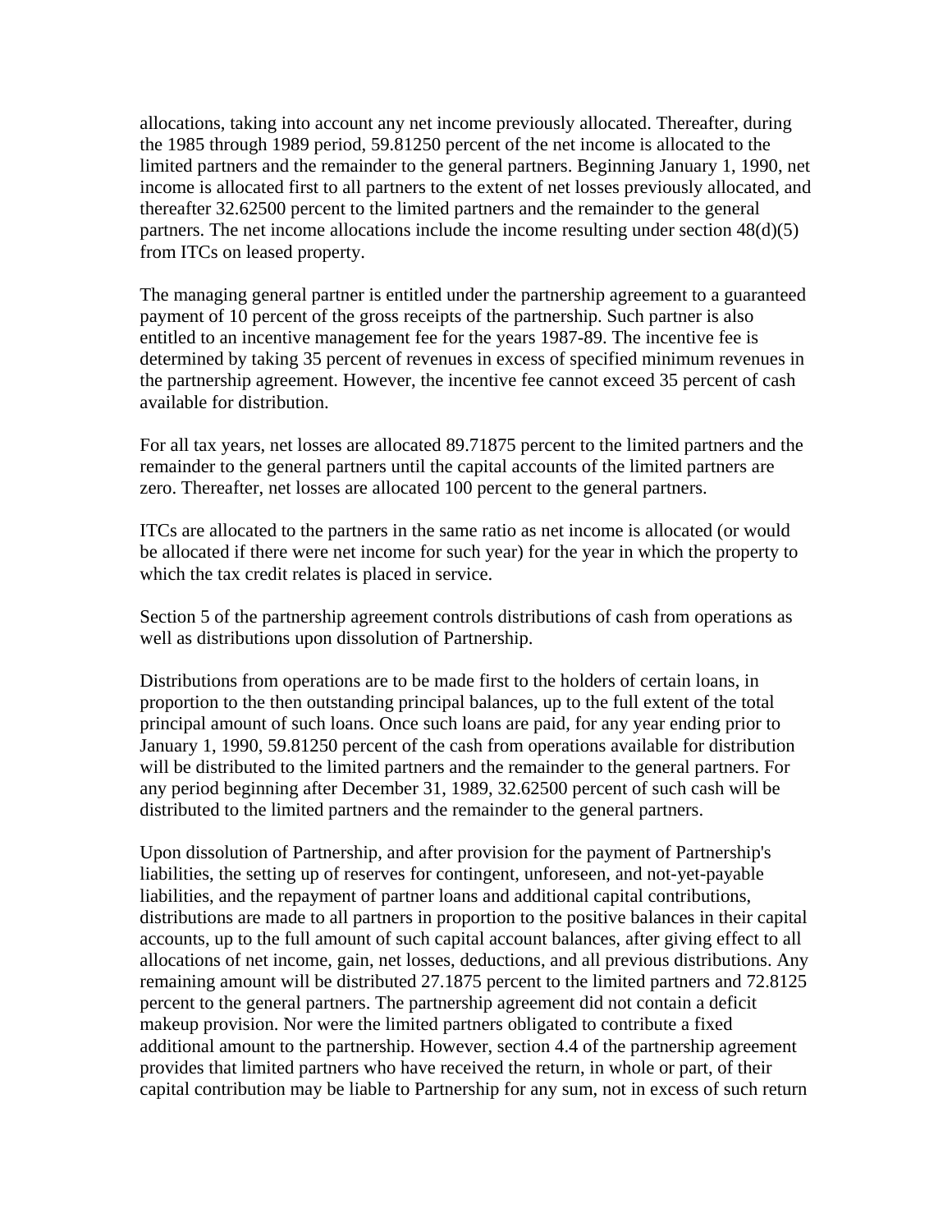allocations, taking into account any net income previously allocated. Thereafter, during the 1985 through 1989 period, 59.81250 percent of the net income is allocated to the limited partners and the remainder to the general partners. Beginning January 1, 1990, net income is allocated first to all partners to the extent of net losses previously allocated, and thereafter 32.62500 percent to the limited partners and the remainder to the general partners. The net income allocations include the income resulting under section 48(d)(5) from ITCs on leased property.

The managing general partner is entitled under the partnership agreement to a guaranteed payment of 10 percent of the gross receipts of the partnership. Such partner is also entitled to an incentive management fee for the years 1987-89. The incentive fee is determined by taking 35 percent of revenues in excess of specified minimum revenues in the partnership agreement. However, the incentive fee cannot exceed 35 percent of cash available for distribution.

For all tax years, net losses are allocated 89.71875 percent to the limited partners and the remainder to the general partners until the capital accounts of the limited partners are zero. Thereafter, net losses are allocated 100 percent to the general partners.

ITCs are allocated to the partners in the same ratio as net income is allocated (or would be allocated if there were net income for such year) for the year in which the property to which the tax credit relates is placed in service.

Section 5 of the partnership agreement controls distributions of cash from operations as well as distributions upon dissolution of Partnership.

Distributions from operations are to be made first to the holders of certain loans, in proportion to the then outstanding principal balances, up to the full extent of the total principal amount of such loans. Once such loans are paid, for any year ending prior to January 1, 1990, 59.81250 percent of the cash from operations available for distribution will be distributed to the limited partners and the remainder to the general partners. For any period beginning after December 31, 1989, 32.62500 percent of such cash will be distributed to the limited partners and the remainder to the general partners.

Upon dissolution of Partnership, and after provision for the payment of Partnership's liabilities, the setting up of reserves for contingent, unforeseen, and not-yet-payable liabilities, and the repayment of partner loans and additional capital contributions, distributions are made to all partners in proportion to the positive balances in their capital accounts, up to the full amount of such capital account balances, after giving effect to all allocations of net income, gain, net losses, deductions, and all previous distributions. Any remaining amount will be distributed 27.1875 percent to the limited partners and 72.8125 percent to the general partners. The partnership agreement did not contain a deficit makeup provision. Nor were the limited partners obligated to contribute a fixed additional amount to the partnership. However, section 4.4 of the partnership agreement provides that limited partners who have received the return, in whole or part, of their capital contribution may be liable to Partnership for any sum, not in excess of such return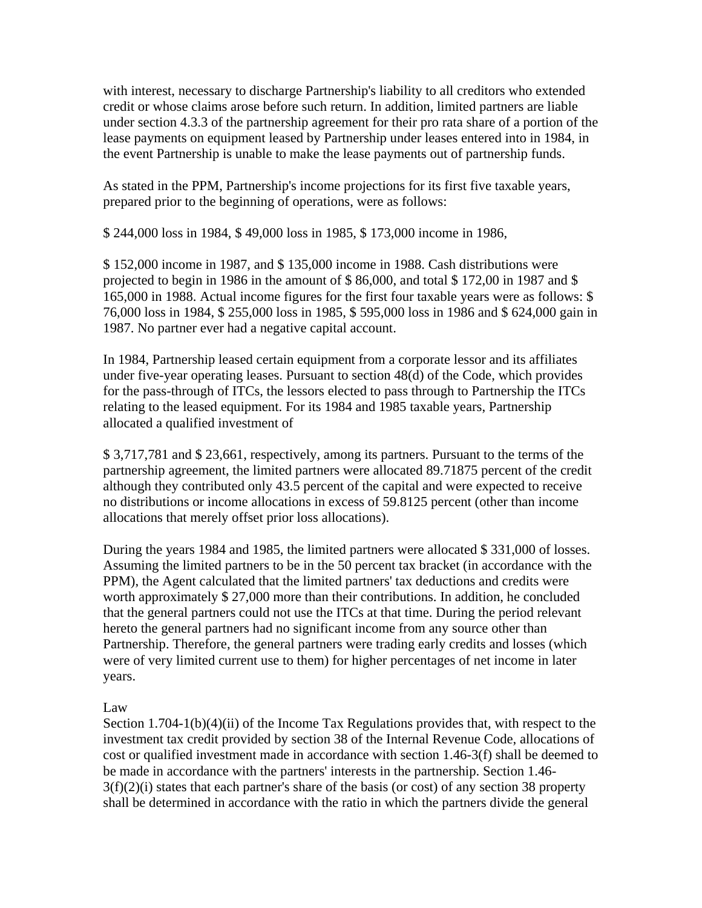with interest, necessary to discharge Partnership's liability to all creditors who extended credit or whose claims arose before such return. In addition, limited partners are liable under section 4.3.3 of the partnership agreement for their pro rata share of a portion of the lease payments on equipment leased by Partnership under leases entered into in 1984, in the event Partnership is unable to make the lease payments out of partnership funds.

As stated in the PPM, Partnership's income projections for its first five taxable years, prepared prior to the beginning of operations, were as follows:

$ 244,000 loss in 1984, $ 49,000 loss in 1985, $ 173,000 income in 1986,

$ 152,000 income in 1987, and $ 135,000 income in 1988. Cash distributions were projected to begin in 1986 in the amount of $ 86,000, and total $ 172,00 in 1987 and $ 165,000 in 1988. Actual income figures for the first four taxable years were as follows: $ 76,000 loss in 1984, $ 255,000 loss in 1985, $ 595,000 loss in 1986 and $ 624,000 gain in 1987. No partner ever had a negative capital account.

In 1984, Partnership leased certain equipment from a corporate lessor and its affiliates under five-year operating leases. Pursuant to section 48(d) of the Code, which provides for the pass-through of ITCs, the lessors elected to pass through to Partnership the ITCs relating to the leased equipment. For its 1984 and 1985 taxable years, Partnership allocated a qualified investment of

$ 3,717,781 and $ 23,661, respectively, among its partners. Pursuant to the terms of the partnership agreement, the limited partners were allocated 89.71875 percent of the credit although they contributed only 43.5 percent of the capital and were expected to receive no distributions or income allocations in excess of 59.8125 percent (other than income allocations that merely offset prior loss allocations).

During the years 1984 and 1985, the limited partners were allocated $ 331,000 of losses. Assuming the limited partners to be in the 50 percent tax bracket (in accordance with the PPM), the Agent calculated that the limited partners' tax deductions and credits were worth approximately $ 27,000 more than their contributions. In addition, he concluded that the general partners could not use the ITCs at that time. During the period relevant hereto the general partners had no significant income from any source other than Partnership. Therefore, the general partners were trading early credits and losses (which were of very limited current use to them) for higher percentages of net income in later years.

Law

Section 1.704-1(b)(4)(ii) of the Income Tax Regulations provides that, with respect to the investment tax credit provided by section 38 of the Internal Revenue Code, allocations of cost or qualified investment made in accordance with section 1.46-3(f) shall be deemed to be made in accordance with the partners' interests in the partnership. Section 1.46-3(f)(2)(i) states that each partner's share of the basis (or cost) of any section 38 property shall be determined in accordance with the ratio in which the partners divide the general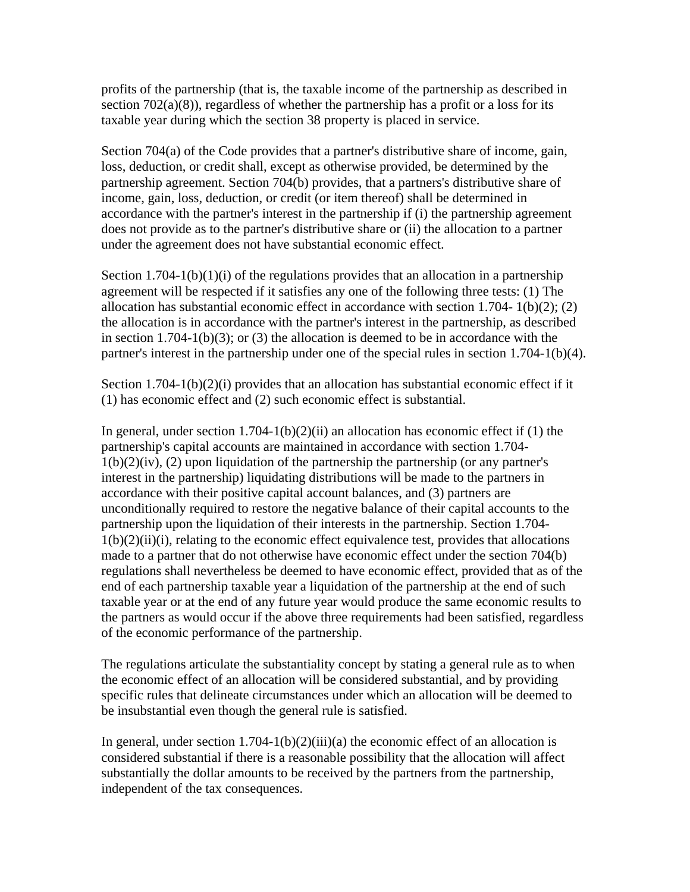profits of the partnership (that is, the taxable income of the partnership as described in section 702(a)(8)), regardless of whether the partnership has a profit or a loss for its taxable year during which the section 38 property is placed in service.

Section 704(a) of the Code provides that a partner's distributive share of income, gain, loss, deduction, or credit shall, except as otherwise provided, be determined by the partnership agreement. Section 704(b) provides, that a partners's distributive share of income, gain, loss, deduction, or credit (or item thereof) shall be determined in accordance with the partner's interest in the partnership if (i) the partnership agreement does not provide as to the partner's distributive share or (ii) the allocation to a partner under the agreement does not have substantial economic effect.

Section 1.704-1(b)(1)(i) of the regulations provides that an allocation in a partnership agreement will be respected if it satisfies any one of the following three tests: (1) The allocation has substantial economic effect in accordance with section 1.704- 1(b)(2); (2) the allocation is in accordance with the partner's interest in the partnership, as described in section 1.704-1(b)(3); or (3) the allocation is deemed to be in accordance with the partner's interest in the partnership under one of the special rules in section 1.704-1(b)(4).

Section 1.704-1(b)(2)(i) provides that an allocation has substantial economic effect if it (1) has economic effect and (2) such economic effect is substantial.

In general, under section 1.704-1(b)(2)(ii) an allocation has economic effect if (1) the partnership's capital accounts are maintained in accordance with section 1.704-1(b)(2)(iv), (2) upon liquidation of the partnership the partnership (or any partner's interest in the partnership) liquidating distributions will be made to the partners in accordance with their positive capital account balances, and (3) partners are unconditionally required to restore the negative balance of their capital accounts to the partnership upon the liquidation of their interests in the partnership. Section 1.704-1(b)(2)(ii)(i), relating to the economic effect equivalence test, provides that allocations made to a partner that do not otherwise have economic effect under the section 704(b) regulations shall nevertheless be deemed to have economic effect, provided that as of the end of each partnership taxable year a liquidation of the partnership at the end of such taxable year or at the end of any future year would produce the same economic results to the partners as would occur if the above three requirements had been satisfied, regardless of the economic performance of the partnership.

The regulations articulate the substantiality concept by stating a general rule as to when the economic effect of an allocation will be considered substantial, and by providing specific rules that delineate circumstances under which an allocation will be deemed to be insubstantial even though the general rule is satisfied.

In general, under section 1.704-1(b)(2)(iii)(a) the economic effect of an allocation is considered substantial if there is a reasonable possibility that the allocation will affect substantially the dollar amounts to be received by the partners from the partnership, independent of the tax consequences.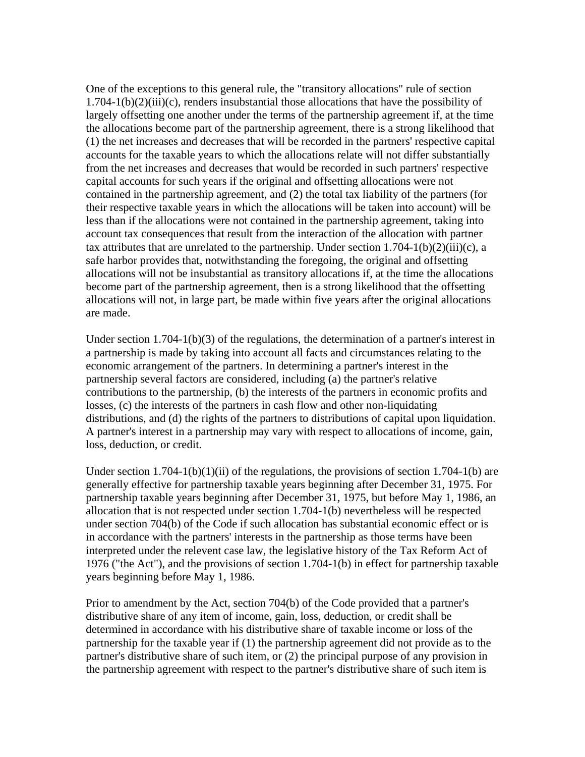One of the exceptions to this general rule, the "transitory allocations" rule of section 1.704-1(b)(2)(iii)(c), renders insubstantial those allocations that have the possibility of largely offsetting one another under the terms of the partnership agreement if, at the time the allocations become part of the partnership agreement, there is a strong likelihood that (1) the net increases and decreases that will be recorded in the partners' respective capital accounts for the taxable years to which the allocations relate will not differ substantially from the net increases and decreases that would be recorded in such partners' respective capital accounts for such years if the original and offsetting allocations were not contained in the partnership agreement, and (2) the total tax liability of the partners (for their respective taxable years in which the allocations will be taken into account) will be less than if the allocations were not contained in the partnership agreement, taking into account tax consequences that result from the interaction of the allocation with partner tax attributes that are unrelated to the partnership. Under section 1.704-1(b)(2)(iii)(c), a safe harbor provides that, notwithstanding the foregoing, the original and offsetting allocations will not be insubstantial as transitory allocations if, at the time the allocations become part of the partnership agreement, then is a strong likelihood that the offsetting allocations will not, in large part, be made within five years after the original allocations are made.

Under section 1.704-1(b)(3) of the regulations, the determination of a partner's interest in a partnership is made by taking into account all facts and circumstances relating to the economic arrangement of the partners. In determining a partner's interest in the partnership several factors are considered, including (a) the partner's relative contributions to the partnership, (b) the interests of the partners in economic profits and losses, (c) the interests of the partners in cash flow and other non-liquidating distributions, and (d) the rights of the partners to distributions of capital upon liquidation. A partner's interest in a partnership may vary with respect to allocations of income, gain, loss, deduction, or credit.

Under section 1.704-1(b)(1)(ii) of the regulations, the provisions of section 1.704-1(b) are generally effective for partnership taxable years beginning after December 31, 1975. For partnership taxable years beginning after December 31, 1975, but before May 1, 1986, an allocation that is not respected under section 1.704-1(b) nevertheless will be respected under section 704(b) of the Code if such allocation has substantial economic effect or is in accordance with the partners' interests in the partnership as those terms have been interpreted under the relevent case law, the legislative history of the Tax Reform Act of 1976 ("the Act"), and the provisions of section 1.704-1(b) in effect for partnership taxable years beginning before May 1, 1986.

Prior to amendment by the Act, section 704(b) of the Code provided that a partner's distributive share of any item of income, gain, loss, deduction, or credit shall be determined in accordance with his distributive share of taxable income or loss of the partnership for the taxable year if (1) the partnership agreement did not provide as to the partner's distributive share of such item, or (2) the principal purpose of any provision in the partnership agreement with respect to the partner's distributive share of such item is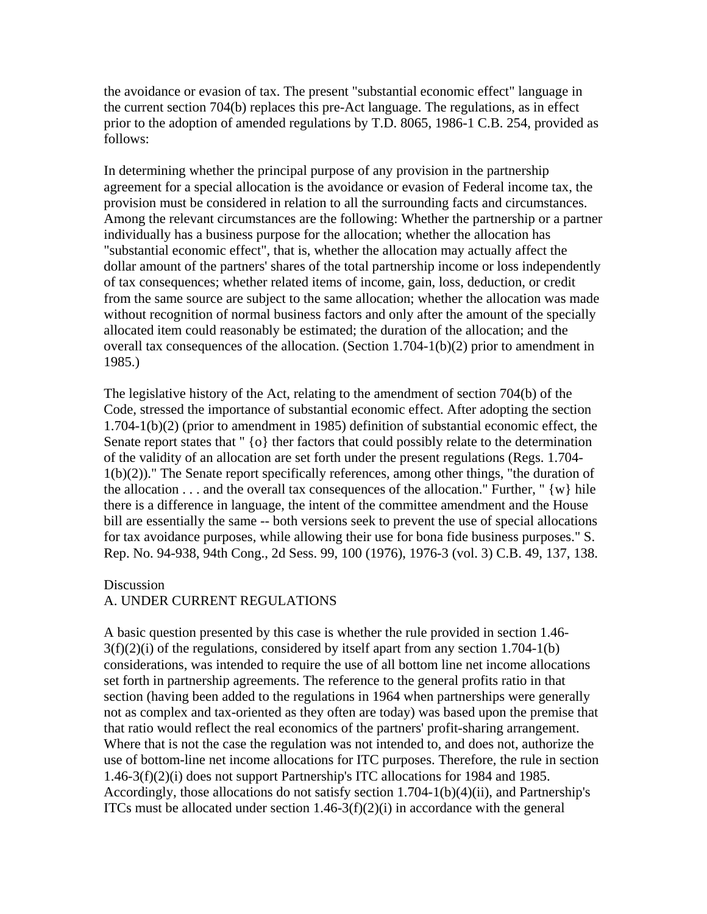the avoidance or evasion of tax. The present "substantial economic effect" language in the current section 704(b) replaces this pre-Act language. The regulations, as in effect prior to the adoption of amended regulations by T.D. 8065, 1986-1 C.B. 254, provided as follows:

In determining whether the principal purpose of any provision in the partnership agreement for a special allocation is the avoidance or evasion of Federal income tax, the provision must be considered in relation to all the surrounding facts and circumstances. Among the relevant circumstances are the following: Whether the partnership or a partner individually has a business purpose for the allocation; whether the allocation has "substantial economic effect", that is, whether the allocation may actually affect the dollar amount of the partners' shares of the total partnership income or loss independently of tax consequences; whether related items of income, gain, loss, deduction, or credit from the same source are subject to the same allocation; whether the allocation was made without recognition of normal business factors and only after the amount of the specially allocated item could reasonably be estimated; the duration of the allocation; and the overall tax consequences of the allocation. (Section 1.704-1(b)(2) prior to amendment in 1985.)

The legislative history of the Act, relating to the amendment of section 704(b) of the Code, stressed the importance of substantial economic effect. After adopting the section 1.704-1(b)(2) (prior to amendment in 1985) definition of substantial economic effect, the Senate report states that " {o} ther factors that could possibly relate to the determination of the validity of an allocation are set forth under the present regulations (Regs. 1.704-1(b)(2))." The Senate report specifically references, among other things, "the duration of the allocation . . . and the overall tax consequences of the allocation." Further, " {w} hile there is a difference in language, the intent of the committee amendment and the House bill are essentially the same -- both versions seek to prevent the use of special allocations for tax avoidance purposes, while allowing their use for bona fide business purposes." S. Rep. No. 94-938, 94th Cong., 2d Sess. 99, 100 (1976), 1976-3 (vol. 3) C.B. 49, 137, 138.

Discussion

A. UNDER CURRENT REGULATIONS

A basic question presented by this case is whether the rule provided in section 1.46-3(f)(2)(i) of the regulations, considered by itself apart from any section 1.704-1(b) considerations, was intended to require the use of all bottom line net income allocations set forth in partnership agreements. The reference to the general profits ratio in that section (having been added to the regulations in 1964 when partnerships were generally not as complex and tax-oriented as they often are today) was based upon the premise that that ratio would reflect the real economics of the partners' profit-sharing arrangement. Where that is not the case the regulation was not intended to, and does not, authorize the use of bottom-line net income allocations for ITC purposes. Therefore, the rule in section 1.46-3(f)(2)(i) does not support Partnership's ITC allocations for 1984 and 1985. Accordingly, those allocations do not satisfy section 1.704-1(b)(4)(ii), and Partnership's ITCs must be allocated under section 1.46-3(f)(2)(i) in accordance with the general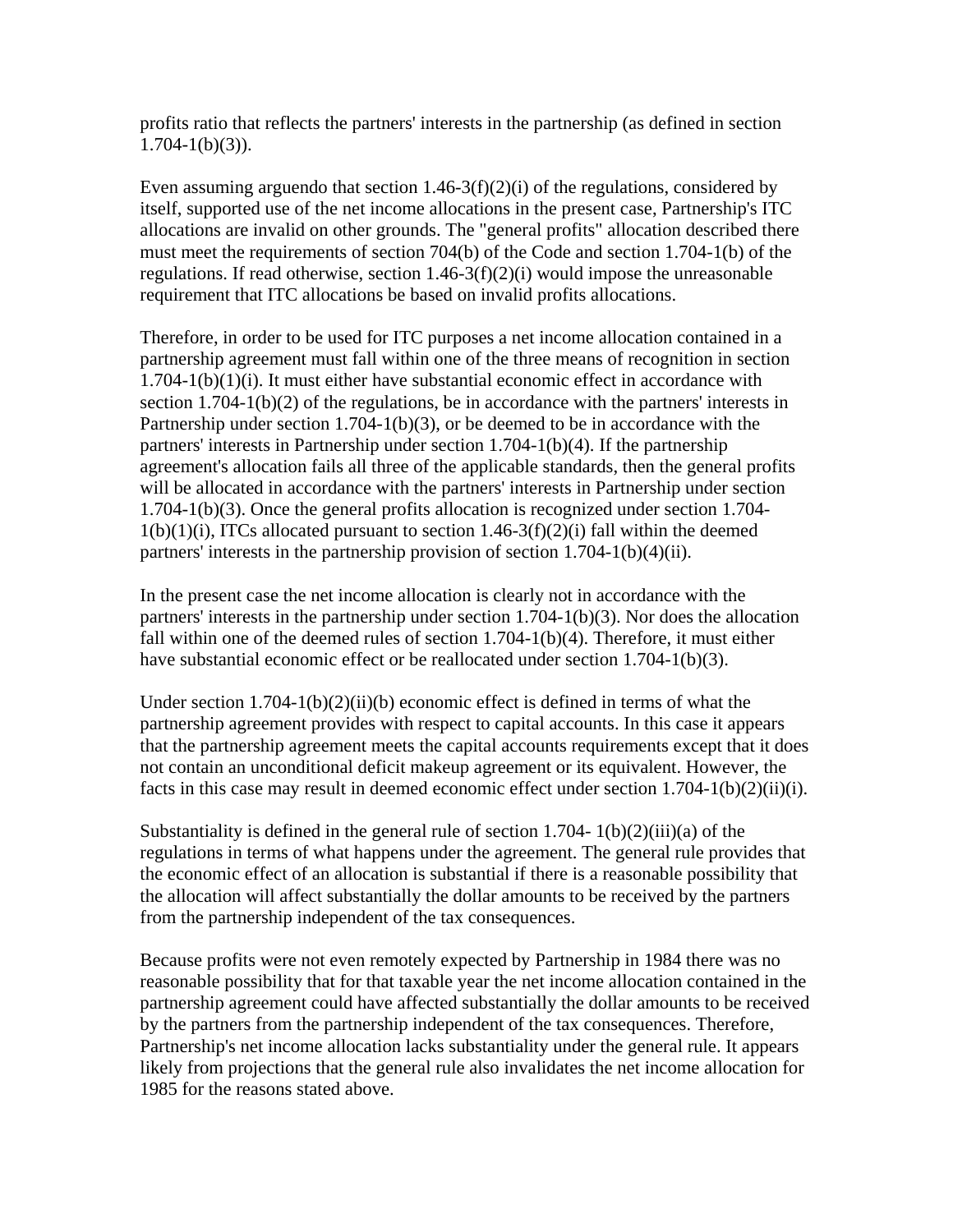profits ratio that reflects the partners' interests in the partnership (as defined in section 1.704-1(b)(3)).

Even assuming arguendo that section 1.46-3(f)(2)(i) of the regulations, considered by itself, supported use of the net income allocations in the present case, Partnership's ITC allocations are invalid on other grounds. The "general profits" allocation described there must meet the requirements of section 704(b) of the Code and section 1.704-1(b) of the regulations. If read otherwise, section 1.46-3(f)(2)(i) would impose the unreasonable requirement that ITC allocations be based on invalid profits allocations.

Therefore, in order to be used for ITC purposes a net income allocation contained in a partnership agreement must fall within one of the three means of recognition in section 1.704-1(b)(1)(i). It must either have substantial economic effect in accordance with section 1.704-1(b)(2) of the regulations, be in accordance with the partners' interests in Partnership under section 1.704-1(b)(3), or be deemed to be in accordance with the partners' interests in Partnership under section 1.704-1(b)(4). If the partnership agreement's allocation fails all three of the applicable standards, then the general profits will be allocated in accordance with the partners' interests in Partnership under section 1.704-1(b)(3). Once the general profits allocation is recognized under section 1.704-1(b)(1)(i), ITCs allocated pursuant to section 1.46-3(f)(2)(i) fall within the deemed partners' interests in the partnership provision of section 1.704-1(b)(4)(ii).

In the present case the net income allocation is clearly not in accordance with the partners' interests in the partnership under section 1.704-1(b)(3). Nor does the allocation fall within one of the deemed rules of section 1.704-1(b)(4). Therefore, it must either have substantial economic effect or be reallocated under section 1.704-1(b)(3).

Under section 1.704-1(b)(2)(ii)(b) economic effect is defined in terms of what the partnership agreement provides with respect to capital accounts. In this case it appears that the partnership agreement meets the capital accounts requirements except that it does not contain an unconditional deficit makeup agreement or its equivalent. However, the facts in this case may result in deemed economic effect under section 1.704-1(b)(2)(ii)(i).

Substantiality is defined in the general rule of section 1.704- 1(b)(2)(iii)(a) of the regulations in terms of what happens under the agreement. The general rule provides that the economic effect of an allocation is substantial if there is a reasonable possibility that the allocation will affect substantially the dollar amounts to be received by the partners from the partnership independent of the tax consequences.

Because profits were not even remotely expected by Partnership in 1984 there was no reasonable possibility that for that taxable year the net income allocation contained in the partnership agreement could have affected substantially the dollar amounts to be received by the partners from the partnership independent of the tax consequences. Therefore, Partnership's net income allocation lacks substantiality under the general rule. It appears likely from projections that the general rule also invalidates the net income allocation for 1985 for the reasons stated above.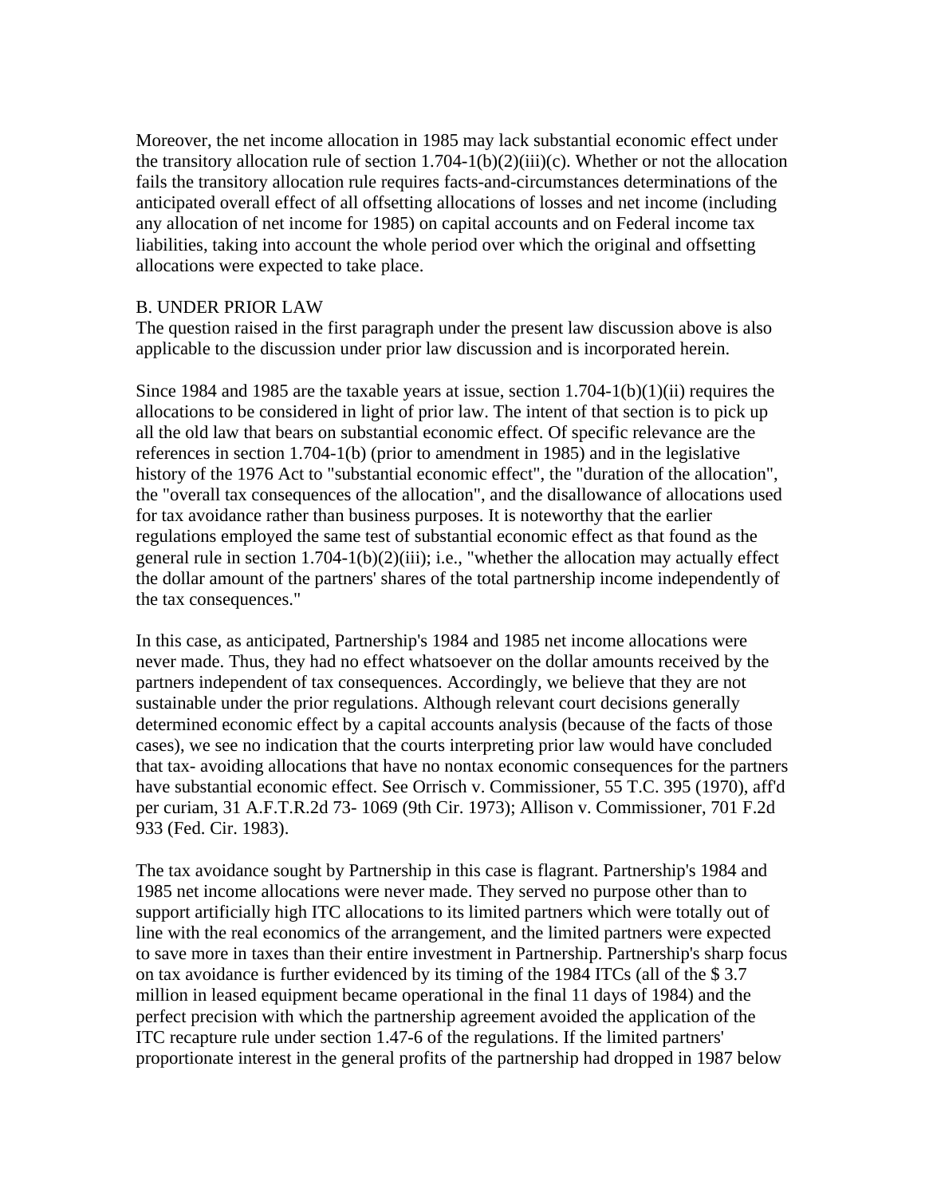Moreover, the net income allocation in 1985 may lack substantial economic effect under the transitory allocation rule of section 1.704-1(b)(2)(iii)(c). Whether or not the allocation fails the transitory allocation rule requires facts-and-circumstances determinations of the anticipated overall effect of all offsetting allocations of losses and net income (including any allocation of net income for 1985) on capital accounts and on Federal income tax liabilities, taking into account the whole period over which the original and offsetting allocations were expected to take place.

## B. UNDER PRIOR LAW

The question raised in the first paragraph under the present law discussion above is also applicable to the discussion under prior law discussion and is incorporated herein.

Since 1984 and 1985 are the taxable years at issue, section 1.704-1(b)(1)(ii) requires the allocations to be considered in light of prior law. The intent of that section is to pick up all the old law that bears on substantial economic effect. Of specific relevance are the references in section 1.704-1(b) (prior to amendment in 1985) and in the legislative history of the 1976 Act to "substantial economic effect", the "duration of the allocation", the "overall tax consequences of the allocation", and the disallowance of allocations used for tax avoidance rather than business purposes. It is noteworthy that the earlier regulations employed the same test of substantial economic effect as that found as the general rule in section 1.704-1(b)(2)(iii); i.e., "whether the allocation may actually effect the dollar amount of the partners' shares of the total partnership income independently of the tax consequences."

In this case, as anticipated, Partnership's 1984 and 1985 net income allocations were never made. Thus, they had no effect whatsoever on the dollar amounts received by the partners independent of tax consequences. Accordingly, we believe that they are not sustainable under the prior regulations. Although relevant court decisions generally determined economic effect by a capital accounts analysis (because of the facts of those cases), we see no indication that the courts interpreting prior law would have concluded that tax- avoiding allocations that have no nontax economic consequences for the partners have substantial economic effect. See Orrisch v. Commissioner, 55 T.C. 395 (1970), aff'd per curiam, 31 A.F.T.R.2d 73- 1069 (9th Cir. 1973); Allison v. Commissioner, 701 F.2d 933 (Fed. Cir. 1983).

The tax avoidance sought by Partnership in this case is flagrant. Partnership's 1984 and 1985 net income allocations were never made. They served no purpose other than to support artificially high ITC allocations to its limited partners which were totally out of line with the real economics of the arrangement, and the limited partners were expected to save more in taxes than their entire investment in Partnership. Partnership's sharp focus on tax avoidance is further evidenced by its timing of the 1984 ITCs (all of the $ 3.7 million in leased equipment became operational in the final 11 days of 1984) and the perfect precision with which the partnership agreement avoided the application of the ITC recapture rule under section 1.47-6 of the regulations. If the limited partners' proportionate interest in the general profits of the partnership had dropped in 1987 below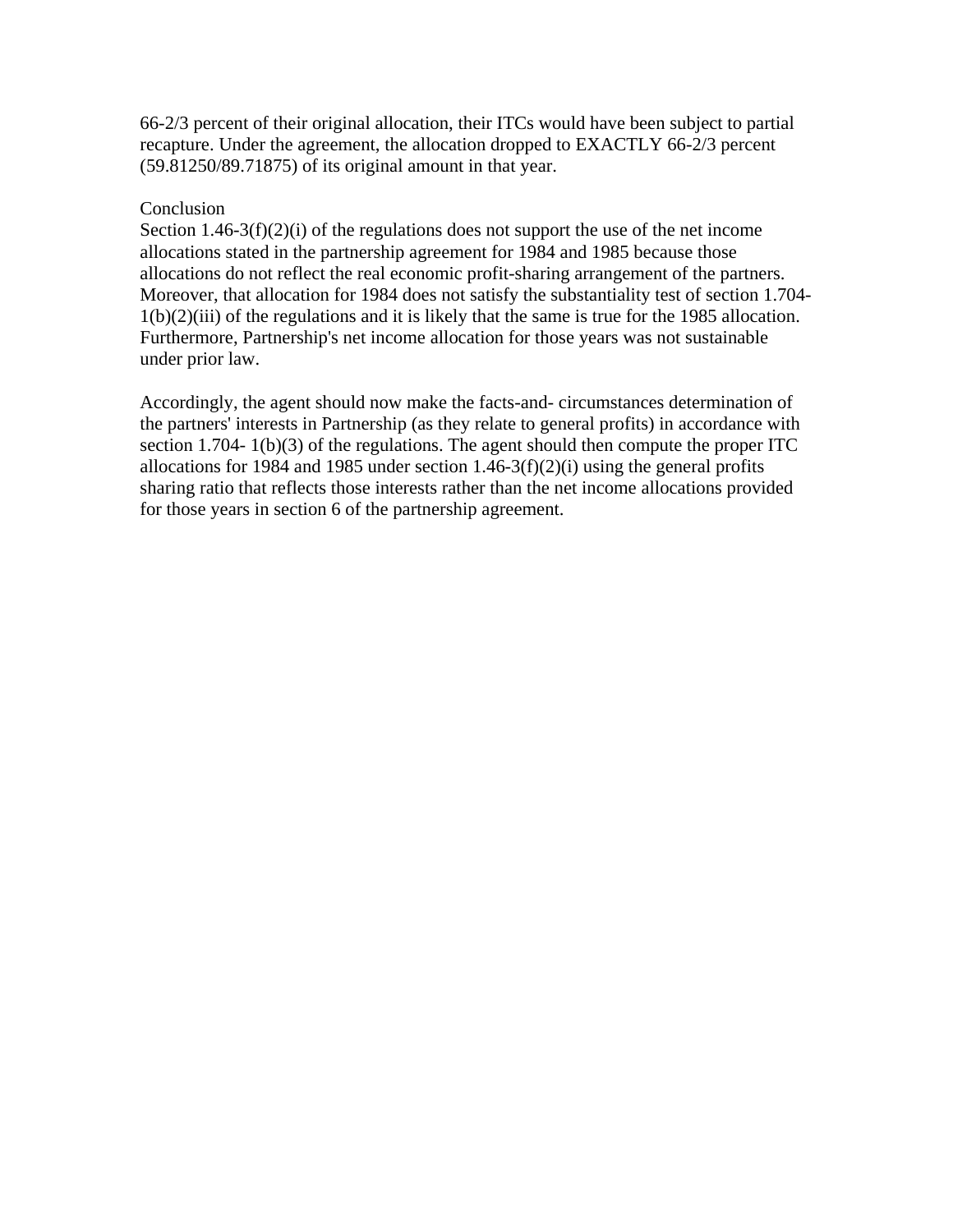66-2/3 percent of their original allocation, their ITCs would have been subject to partial recapture. Under the agreement, the allocation dropped to EXACTLY 66-2/3 percent (59.81250/89.71875) of its original amount in that year.

Conclusion

Section 1.46-3(f)(2)(i) of the regulations does not support the use of the net income allocations stated in the partnership agreement for 1984 and 1985 because those allocations do not reflect the real economic profit-sharing arrangement of the partners. Moreover, that allocation for 1984 does not satisfy the substantiality test of section 1.704-1(b)(2)(iii) of the regulations and it is likely that the same is true for the 1985 allocation. Furthermore, Partnership's net income allocation for those years was not sustainable under prior law.

Accordingly, the agent should now make the facts-and- circumstances determination of the partners' interests in Partnership (as they relate to general profits) in accordance with section 1.704- 1(b)(3) of the regulations. The agent should then compute the proper ITC allocations for 1984 and 1985 under section 1.46-3(f)(2)(i) using the general profits sharing ratio that reflects those interests rather than the net income allocations provided for those years in section 6 of the partnership agreement.